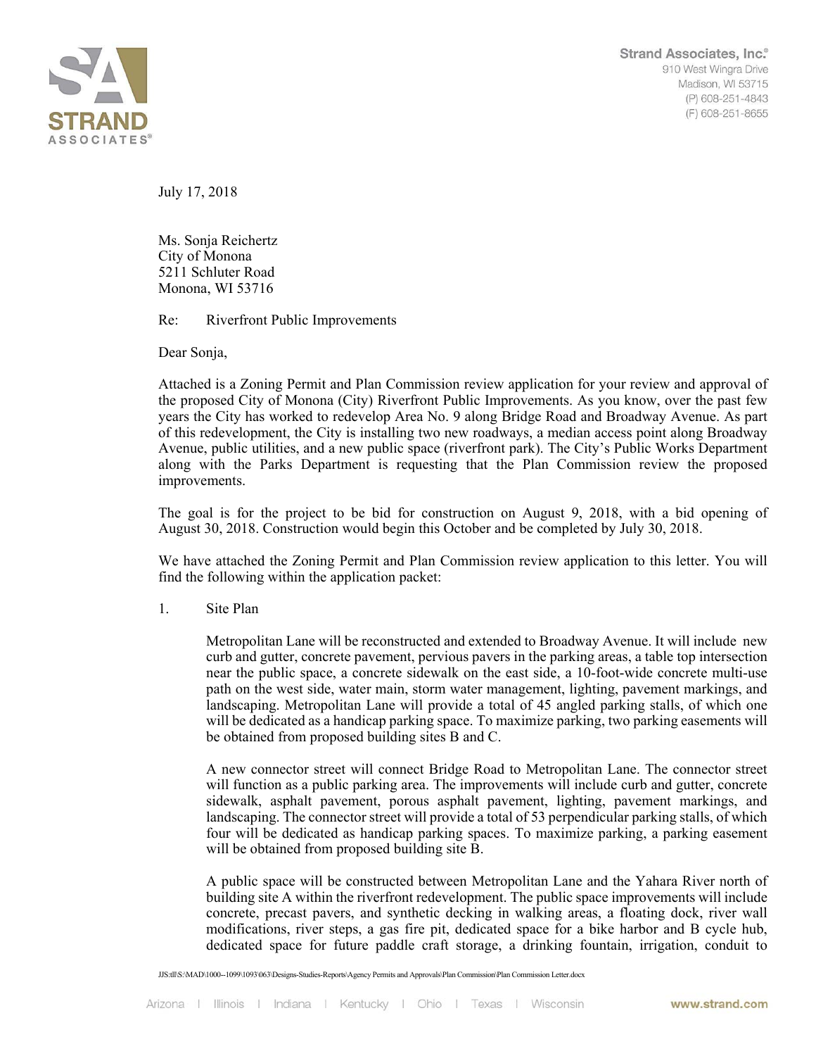Strand Associates, Inc.®
910 West Wingra Drive
Madison, WI 53715
(P) 608-251-4843
(F) 608-251-8655

July 17, 2018

Ms. Sonja Reichertz
City of Monona
5211 Schluter Road
Monona, WI 53716

Re: Riverfront Public Improvements

Dear Sonja,

Attached is a Zoning Permit and Plan Commission review application for your review and approval of the proposed City of Monona (City) Riverfront Public Improvements. As you know, over the past few years the City has worked to redevelop Area No. 9 along Bridge Road and Broadway Avenue. As part of this redevelopment, the City is installing two new roadways, a median access point along Broadway Avenue, public utilities, and a new public space (riverfront park). The City's Public Works Department along with the Parks Department is requesting that the Plan Commission review the proposed improvements.

The goal is for the project to be bid for construction on August 9, 2018, with a bid opening of August 30, 2018. Construction would begin this October and be completed by July 30, 2018.

We have attached the Zoning Permit and Plan Commission review application to this letter. You will find the following within the application packet:

1. Site Plan

   Metropolitan Lane will be reconstructed and extended to Broadway Avenue. It will include new curb and gutter, concrete pavement, pervious pavers in the parking areas, a table top intersection near the public space, a concrete sidewalk on the east side, a 10-foot-wide concrete multi-use path on the west side, water main, storm water management, lighting, pavement markings, and landscaping. Metropolitan Lane will provide a total of 45 angled parking stalls, of which one will be dedicated as a handicap parking space. To maximize parking, two parking easements will be obtained from proposed building sites B and C.

   A new connector street will connect Bridge Road to Metropolitan Lane. The connector street will function as a public parking area. The improvements will include curb and gutter, concrete sidewalk, asphalt pavement, porous asphalt pavement, lighting, pavement markings, and landscaping. The connector street will provide a total of 53 perpendicular parking stalls, of which four will be dedicated as handicap parking spaces. To maximize parking, a parking easement will be obtained from proposed building site B.

   A public space will be constructed between Metropolitan Lane and the Yahara River north of building site A within the riverfront redevelopment. The public space improvements will include concrete, precast pavers, and synthetic decking in walking areas, a floating dock, river wall modifications, river steps, a gas fire pit, dedicated space for a bike harbor and B cycle hub, dedicated space for future paddle craft storage, a drinking fountain, irrigation, conduit to

JJS:tll\S:\MAD\1000--1099\1093\063\Designs-Studies-Reports\Agency Permits and Approvals\Plan Commission\Plan Commission Letter.docx

Arizona | Illinois | Indiana | Kentucky | Ohio | Texas | Wisconsin www.strand.com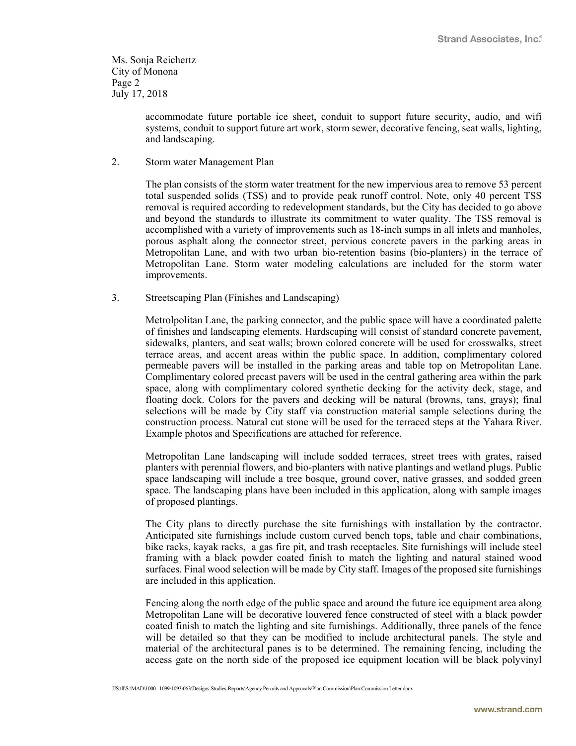Ms. Sonja Reichertz
City of Monona
Page 2
July 17, 2018

accommodate future portable ice sheet, conduit to support future security, audio, and wifi systems, conduit to support future art work, storm sewer, decorative fencing, seat walls, lighting, and landscaping.

2. Storm water Management Plan

The plan consists of the storm water treatment for the new impervious area to remove 53 percent total suspended solids (TSS) and to provide peak runoff control. Note, only 40 percent TSS removal is required according to redevelopment standards, but the City has decided to go above and beyond the standards to illustrate its commitment to water quality. The TSS removal is accomplished with a variety of improvements such as 18-inch sumps in all inlets and manholes, porous asphalt along the connector street, pervious concrete pavers in the parking areas in Metropolitan Lane, and with two urban bio-retention basins (bio-planters) in the terrace of Metropolitan Lane. Storm water modeling calculations are included for the storm water improvements.

3. Streetscaping Plan (Finishes and Landscaping)

Metrolpolitan Lane, the parking connector, and the public space will have a coordinated palette of finishes and landscaping elements. Hardscaping will consist of standard concrete pavement, sidewalks, planters, and seat walls; brown colored concrete will be used for crosswalks, street terrace areas, and accent areas within the public space. In addition, complimentary colored permeable pavers will be installed in the parking areas and table top on Metropolitan Lane. Complimentary colored precast pavers will be used in the central gathering area within the park space, along with complimentary colored synthetic decking for the activity deck, stage, and floating dock. Colors for the pavers and decking will be natural (browns, tans, grays); final selections will be made by City staff via construction material sample selections during the construction process. Natural cut stone will be used for the terraced steps at the Yahara River. Example photos and Specifications are attached for reference.

Metropolitan Lane landscaping will include sodded terraces, street trees with grates, raised planters with perennial flowers, and bio-planters with native plantings and wetland plugs. Public space landscaping will include a tree bosque, ground cover, native grasses, and sodded green space. The landscaping plans have been included in this application, along with sample images of proposed plantings.

The City plans to directly purchase the site furnishings with installation by the contractor. Anticipated site furnishings include custom curved bench tops, table and chair combinations, bike racks, kayak racks, a gas fire pit, and trash receptacles. Site furnishings will include steel framing with a black powder coated finish to match the lighting and natural stained wood surfaces. Final wood selection will be made by City staff. Images of the proposed site furnishings are included in this application.

Fencing along the north edge of the public space and around the future ice equipment area along Metropolitan Lane will be decorative louvered fence constructed of steel with a black powder coated finish to match the lighting and site furnishings. Additionally, three panels of the fence will be detailed so that they can be modified to include architectural panels. The style and material of the architectural panes is to be determined. The remaining fencing, including the access gate on the north side of the proposed ice equipment location will be black polyvinyl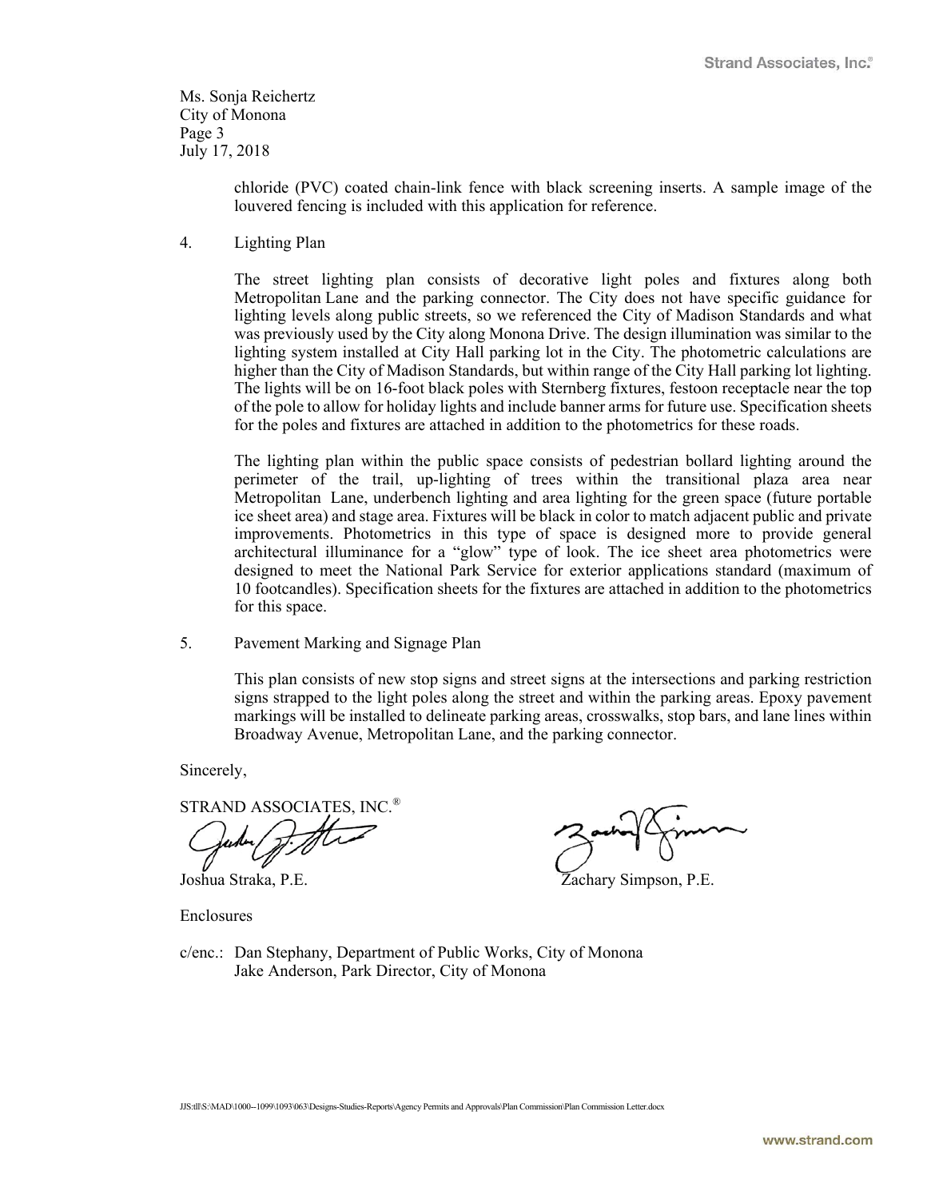Ms. Sonja Reichertz
City of Monona
Page 3
July 17, 2018

chloride (PVC) coated chain-link fence with black screening inserts. A sample image of the louvered fencing is included with this application for reference.

4. Lighting Plan

The street lighting plan consists of decorative light poles and fixtures along both Metropolitan Lane and the parking connector. The City does not have specific guidance for lighting levels along public streets, so we referenced the City of Madison Standards and what was previously used by the City along Monona Drive. The design illumination was similar to the lighting system installed at City Hall parking lot in the City. The photometric calculations are higher than the City of Madison Standards, but within range of the City Hall parking lot lighting. The lights will be on 16-foot black poles with Sternberg fixtures, festoon receptacle near the top of the pole to allow for holiday lights and include banner arms for future use. Specification sheets for the poles and fixtures are attached in addition to the photometrics for these roads.

The lighting plan within the public space consists of pedestrian bollard lighting around the perimeter of the trail, up-lighting of trees within the transitional plaza area near Metropolitan Lane, underbench lighting and area lighting for the green space (future portable ice sheet area) and stage area. Fixtures will be black in color to match adjacent public and private improvements. Photometrics in this type of space is designed more to provide general architectural illuminance for a "glow" type of look. The ice sheet area photometrics were designed to meet the National Park Service for exterior applications standard (maximum of 10 footcandles). Specification sheets for the fixtures are attached in addition to the photometrics for this space.

5. Pavement Marking and Signage Plan

This plan consists of new stop signs and street signs at the intersections and parking restriction signs strapped to the light poles along the street and within the parking areas. Epoxy pavement markings will be installed to delineate parking areas, crosswalks, stop bars, and lane lines within Broadway Avenue, Metropolitan Lane, and the parking connector.

Sincerely,

STRAND ASSOCIATES, INC.®

Joshua Straka, P.E.

Zachary Simpson, P.E.

Enclosures

c/enc.: Dan Stephany, Department of Public Works, City of Monona
Jake Anderson, Park Director, City of Monona

JJS:tll\S:\MAD\1000--1099\1093\063\Designs-Studies-Reports\Agency Permits and Approvals\Plan Commission\Plan Commission Letter.docx